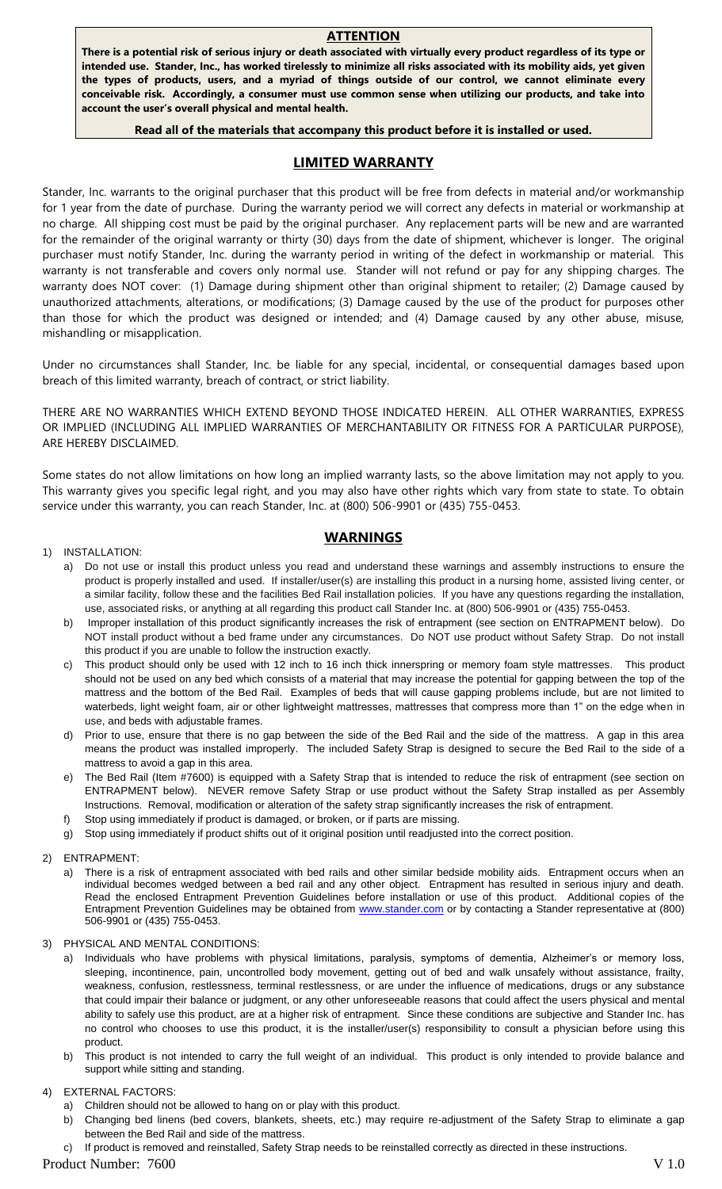## ATTENTION

**There is a potential risk of serious injury or death associated with virtually every product regardless of its type or intended use. Stander, Inc., has worked tirelessly to minimize all risks associated with its mobility aids, yet given the types of products, users, and a myriad of things outside of our control, we cannot eliminate every conceivable risk. Accordingly, a consumer must use common sense when utilizing our products, and take into account the user's overall physical and mental health.**

**Read all of the materials that accompany this product before it is installed or used.**

## LIMITED WARRANTY

Stander, Inc. warrants to the original purchaser that this product will be free from defects in material and/or workmanship for 1 year from the date of purchase. During the warranty period we will correct any defects in material or workmanship at no charge. All shipping cost must be paid by the original purchaser. Any replacement parts will be new and are warranted for the remainder of the original warranty or thirty (30) days from the date of shipment, whichever is longer. The original purchaser must notify Stander, Inc. during the warranty period in writing of the defect in workmanship or material. This warranty is not transferable and covers only normal use. Stander will not refund or pay for any shipping charges. The warranty does NOT cover: (1) Damage during shipment other than original shipment to retailer; (2) Damage caused by unauthorized attachments, alterations, or modifications; (3) Damage caused by the use of the product for purposes other than those for which the product was designed or intended; and (4) Damage caused by any other abuse, misuse, mishandling or misapplication.

Under no circumstances shall Stander, Inc. be liable for any special, incidental, or consequential damages based upon breach of this limited warranty, breach of contract, or strict liability.

THERE ARE NO WARRANTIES WHICH EXTEND BEYOND THOSE INDICATED HEREIN. ALL OTHER WARRANTIES, EXPRESS OR IMPLIED (INCLUDING ALL IMPLIED WARRANTIES OF MERCHANTABILITY OR FITNESS FOR A PARTICULAR PURPOSE), ARE HEREBY DISCLAIMED.

Some states do not allow limitations on how long an implied warranty lasts, so the above limitation may not apply to you. This warranty gives you specific legal right, and you may also have other rights which vary from state to state. To obtain service under this warranty, you can reach Stander, Inc. at (800) 506-9901 or (435) 755-0453.

## WARNINGS

1) INSTALLATION:
   a) Do not use or install this product unless you read and understand these warnings and assembly instructions to ensure the product is properly installed and used. If installer/user(s) are installing this product in a nursing home, assisted living center, or a similar facility, follow these and the facilities Bed Rail installation policies. If you have any questions regarding the installation, use, associated risks, or anything at all regarding this product call Stander Inc. at (800) 506-9901 or (435) 755-0453.
   b) Improper installation of this product significantly increases the risk of entrapment (see section on ENTRAPMENT below). Do NOT install product without a bed frame under any circumstances. Do NOT use product without Safety Strap. Do not install this product if you are unable to follow the instruction exactly.
   c) This product should only be used with 12 inch to 16 inch thick innerspring or memory foam style mattresses. This product should not be used on any bed which consists of a material that may increase the potential for gapping between the top of the mattress and the bottom of the Bed Rail. Examples of beds that will cause gapping problems include, but are not limited to waterbeds, light weight foam, air or other lightweight mattresses, mattresses that compress more than 1" on the edge when in use, and beds with adjustable frames.
   d) Prior to use, ensure that there is no gap between the side of the Bed Rail and the side of the mattress. A gap in this area means the product was installed improperly. The included Safety Strap is designed to secure the Bed Rail to the side of a mattress to avoid a gap in this area.
   e) The Bed Rail (Item #7600) is equipped with a Safety Strap that is intended to reduce the risk of entrapment (see section on ENTRAPMENT below). NEVER remove Safety Strap or use product without the Safety Strap installed as per Assembly Instructions. Removal, modification or alteration of the safety strap significantly increases the risk of entrapment.
   f) Stop using immediately if product is damaged, or broken, or if parts are missing.
   g) Stop using immediately if product shifts out of it original position until readjusted into the correct position.

2) ENTRAPMENT:
   a) There is a risk of entrapment associated with bed rails and other similar bedside mobility aids. Entrapment occurs when an individual becomes wedged between a bed rail and any other object. Entrapment has resulted in serious injury and death. Read the enclosed Entrapment Prevention Guidelines before installation or use of this product. Additional copies of the Entrapment Prevention Guidelines may be obtained from www.stander.com or by contacting a Stander representative at (800) 506-9901 or (435) 755-0453.

3) PHYSICAL AND MENTAL CONDITIONS:
   a) Individuals who have problems with physical limitations, paralysis, symptoms of dementia, Alzheimer's or memory loss, sleeping, incontinence, pain, uncontrolled body movement, getting out of bed and walk unsafely without assistance, frailty, weakness, confusion, restlessness, terminal restlessness, or are under the influence of medications, drugs or any substance that could impair their balance or judgment, or any other unforeseeable reasons that could affect the users physical and mental ability to safely use this product, are at a higher risk of entrapment. Since these conditions are subjective and Stander Inc. has no control who chooses to use this product, it is the installer/user(s) responsibility to consult a physician before using this product.
   b) This product is not intended to carry the full weight of an individual. This product is only intended to provide balance and support while sitting and standing.

4) EXTERNAL FACTORS:
   a) Children should not be allowed to hang on or play with this product.
   b) Changing bed linens (bed covers, blankets, sheets, etc.) may require re-adjustment of the Safety Strap to eliminate a gap between the Bed Rail and side of the mattress.
   c) If product is removed and reinstalled, Safety Strap needs to be reinstalled correctly as directed in these instructions.

Product Number: 7600 V 1.0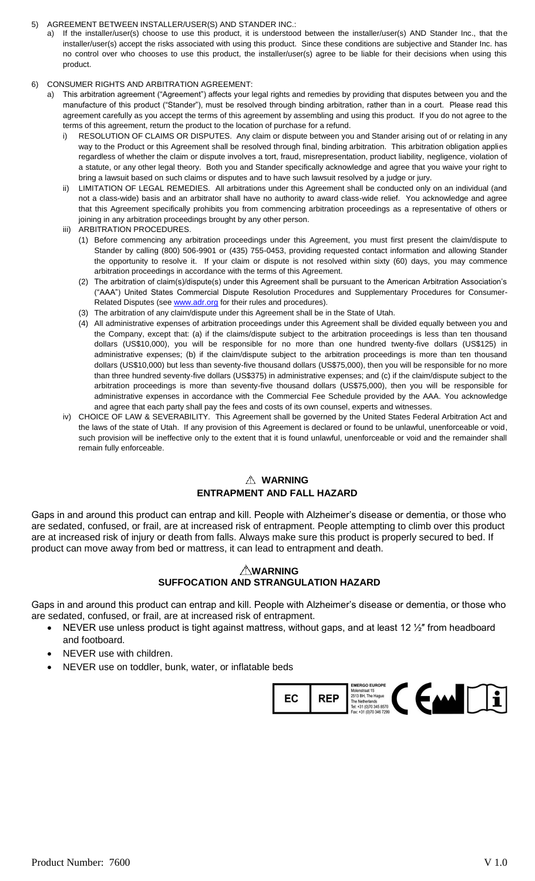5) AGREEMENT BETWEEN INSTALLER/USER(S) AND STANDER INC.:
   a) If the installer/user(s) choose to use this product, it is understood between the installer/user(s) AND Stander Inc., that the installer/user(s) accept the risks associated with using this product. Since these conditions are subjective and Stander Inc. has no control over who chooses to use this product, the installer/user(s) agree to be liable for their decisions when using this product.

6) CONSUMER RIGHTS AND ARBITRATION AGREEMENT:
   a) This arbitration agreement ("Agreement") affects your legal rights and remedies by providing that disputes between you and the manufacture of this product ("Stander"), must be resolved through binding arbitration, rather than in a court. Please read this agreement carefully as you accept the terms of this agreement by assembling and using this product. If you do not agree to the terms of this agreement, return the product to the location of purchase for a refund.
      i) RESOLUTION OF CLAIMS OR DISPUTES. Any claim or dispute between you and Stander arising out of or relating in any way to the Product or this Agreement shall be resolved through final, binding arbitration. This arbitration obligation applies regardless of whether the claim or dispute involves a tort, fraud, misrepresentation, product liability, negligence, violation of a statute, or any other legal theory. Both you and Stander specifically acknowledge and agree that you waive your right to bring a lawsuit based on such claims or disputes and to have such lawsuit resolved by a judge or jury.
      ii) LIMITATION OF LEGAL REMEDIES. All arbitrations under this Agreement shall be conducted only on an individual (and not a class-wide) basis and an arbitrator shall have no authority to award class-wide relief. You acknowledge and agree that this Agreement specifically prohibits you from commencing arbitration proceedings as a representative of others or joining in any arbitration proceedings brought by any other person.
      iii) ARBITRATION PROCEDURES.
         (1) Before commencing any arbitration proceedings under this Agreement, you must first present the claim/dispute to Stander by calling (800) 506-9901 or (435) 755-0453, providing requested contact information and allowing Stander the opportunity to resolve it. If your claim or dispute is not resolved within sixty (60) days, you may commence arbitration proceedings in accordance with the terms of this Agreement.
         (2) The arbitration of claim(s)/dispute(s) under this Agreement shall be pursuant to the American Arbitration Association's ("AAA") United States Commercial Dispute Resolution Procedures and Supplementary Procedures for Consumer-Related Disputes (see www.adr.org for their rules and procedures).
         (3) The arbitration of any claim/dispute under this Agreement shall be in the State of Utah.
         (4) All administrative expenses of arbitration proceedings under this Agreement shall be divided equally between you and the Company, except that: (a) if the claims/dispute subject to the arbitration proceedings is less than ten thousand dollars (US$10,000), you will be responsible for no more than one hundred twenty-five dollars (US$125) in administrative expenses; (b) if the claim/dispute subject to the arbitration proceedings is more than ten thousand dollars (US$10,000) but less than seventy-five thousand dollars (US$75,000), then you will be responsible for no more than three hundred seventy-five dollars (US$375) in administrative expenses; and (c) if the claim/dispute subject to the arbitration proceedings is more than seventy-five thousand dollars (US$75,000), then you will be responsible for administrative expenses in accordance with the Commercial Fee Schedule provided by the AAA. You acknowledge and agree that each party shall pay the fees and costs of its own counsel, experts and witnesses.
      iv) CHOICE OF LAW & SEVERABILITY. This Agreement shall be governed by the United States Federal Arbitration Act and the laws of the state of Utah. If any provision of this Agreement is declared or found to be unlawful, unenforceable or void, such provision will be ineffective only to the extent that it is found unlawful, unenforceable or void and the remainder shall remain fully enforceable.

## ⚠ WARNING
## ENTRAPMENT AND FALL HAZARD

Gaps in and around this product can entrap and kill. People with Alzheimer's disease or dementia, or those who are sedated, confused, or frail, are at increased risk of entrapment. People attempting to climb over this product are at increased risk of injury or death from falls. Always make sure this product is properly secured to bed. If product can move away from bed or mattress, it can lead to entrapment and death.

## ⚠WARNING
## SUFFOCATION AND STRANGULATION HAZARD

Gaps in and around this product can entrap and kill. People with Alzheimer's disease or dementia, or those who are sedated, confused, or frail, are at increased risk of entrapment.

- NEVER use unless product is tight against mattress, without gaps, and at least 12 ½″ from headboard and footboard.
- NEVER use with children.
- NEVER use on toddler, bunk, water, or inflatable beds

EC REP EMERGO EUROPE Molenstraat 15 2513 BH, The Hague The Netherlands Tel: +31 (0)70 345 8570 Fax: +31 (0)70 346 7299

Product Number: 7600 V 1.0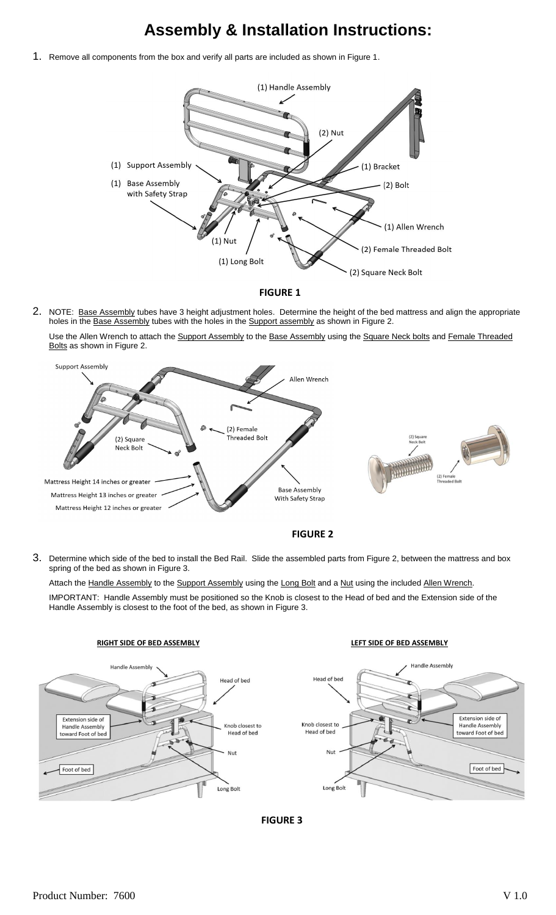# Assembly & Installation Instructions:

1. Remove all components from the box and verify all parts are included as shown in Figure 1.

(1) Handle Assembly
(2) Nut
(1) Support Assembly
(1) Bracket
(1) Base Assembly with Safety Strap
(2) Bolt
(1) Allen Wrench
(1) Nut
(2) Female Threaded Bolt
(1) Long Bolt
(2) Square Neck Bolt

**FIGURE 1**

2. NOTE: Base Assembly tubes have 3 height adjustment holes. Determine the height of the bed mattress and align the appropriate holes in the Base Assembly tubes with the holes in the Support assembly as shown in Figure 2.

   Use the Allen Wrench to attach the Support Assembly to the Base Assembly using the Square Neck bolts and Female Threaded Bolts as shown in Figure 2.

Support Assembly
Allen Wrench
(2) Female Threaded Bolt
(2) Square Neck Bolt
Mattress Height 14 inches or greater
Mattress Height 13 inches or greater
Mattress Height 12 inches or greater
Base Assembly With Safety Strap

**FIGURE 2**

3. Determine which side of the bed to install the Bed Rail. Slide the assembled parts from Figure 2, between the mattress and box spring of the bed as shown in Figure 3.

   Attach the Handle Assembly to the Support Assembly using the Long Bolt and a Nut using the included Allen Wrench.

   IMPORTANT: Handle Assembly must be positioned so the Knob is closest to the Head of bed and the Extension side of the Handle Assembly is closest to the foot of the bed, as shown in Figure 3.

**RIGHT SIDE OF BED ASSEMBLY**

Handle Assembly
Head of bed
Extension side of Handle Assembly toward Foot of bed
Knob closest to Head of bed
Nut
Foot of bed
Long Bolt

**LEFT SIDE OF BED ASSEMBLY**

Handle Assembly
Head of bed
Knob closest to Head of bed
Extension side of Handle Assembly toward Foot of bed
Nut
Foot of bed
Long Bolt

**FIGURE 3**

Product Number: 7600 V 1.0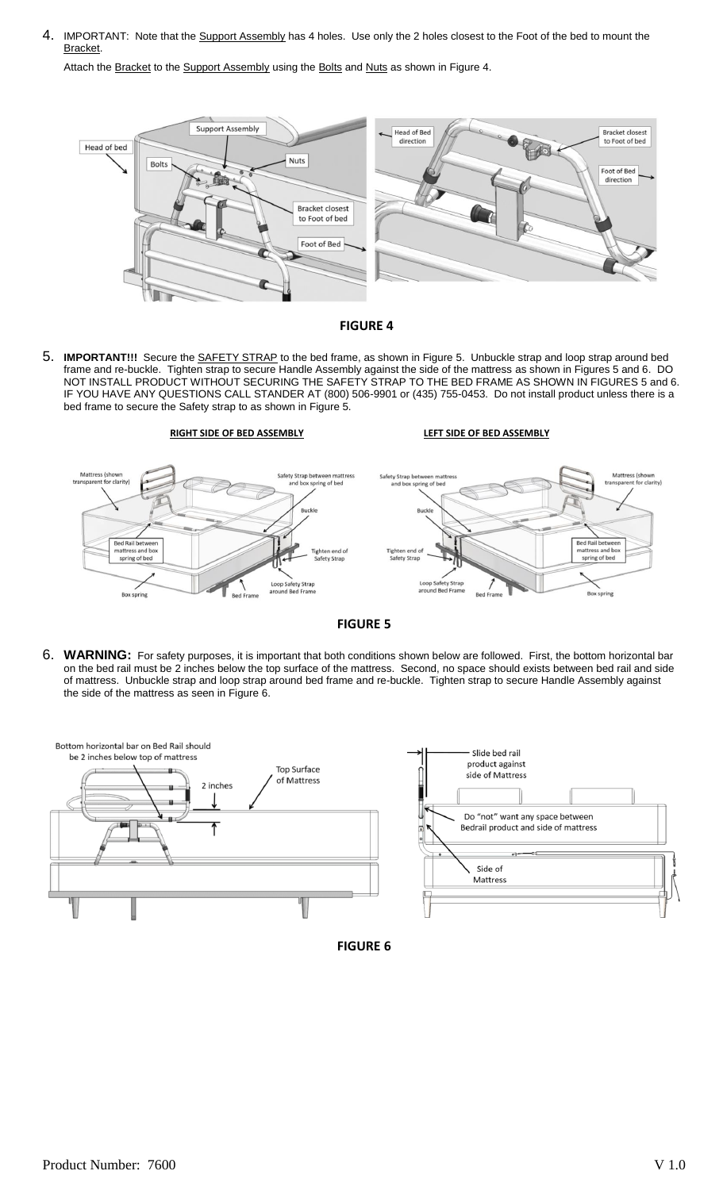4. IMPORTANT: Note that the <u>Support Assembly</u> has 4 holes. Use only the 2 holes closest to the Foot of the bed to mount the <u>Bracket</u>.

   Attach the <u>Bracket</u> to the <u>Support Assembly</u> using the <u>Bolts</u> and <u>Nuts</u> as shown in Figure 4.

Support Assembly
Head of bed
Bolts
Nuts
Bracket closest to Foot of bed
Foot of Bed
Head of Bed direction
Bracket closest to Foot of bed
Foot of Bed direction

**FIGURE 4**

5. **IMPORTANT!!!** Secure the <u>SAFETY STRAP</u> to the bed frame, as shown in Figure 5. Unbuckle strap and loop strap around bed frame and re-buckle. Tighten strap to secure Handle Assembly against the side of the mattress as shown in Figures 5 and 6. DO NOT INSTALL PRODUCT WITHOUT SECURING THE SAFETY STRAP TO THE BED FRAME AS SHOWN IN FIGURES 5 and 6. IF YOU HAVE ANY QUESTIONS CALL STANDER AT (800) 506-9901 or (435) 755-0453. Do not install product unless there is a bed frame to secure the Safety strap to as shown in Figure 5.

**RIGHT SIDE OF BED ASSEMBLY**

Mattress (shown transparent for clarity)
Safety Strap between mattress and box spring of bed
Buckle
Bed Rail between mattress and box spring of bed
Tighten end of Safety Strap
Box spring
Bed Frame
Loop Safety Strap around Bed Frame

**LEFT SIDE OF BED ASSEMBLY**

Safety Strap between mattress and box spring of bed
Mattress (shown transparent for clarity)
Buckle
Tighten end of Safety Strap
Bed Rail between mattress and box spring of bed
Loop Safety Strap around Bed Frame
Bed Frame
Box spring

**FIGURE 5**

6. **WARNING:** For safety purposes, it is important that both conditions shown below are followed. First, the bottom horizontal bar on the bed rail must be 2 inches below the top surface of the mattress. Second, no space should exists between bed rail and side of mattress. Unbuckle strap and loop strap around bed frame and re-buckle. Tighten strap to secure Handle Assembly against the side of the mattress as seen in Figure 6.

Bottom horizontal bar on Bed Rail should be 2 inches below top of mattress
Top Surface of Mattress
2 inches
Slide bed rail product against side of Mattress
Do "not" want any space between Bedrail product and side of mattress
Side of Mattress

**FIGURE 6**

Product Number: 7600 V 1.0